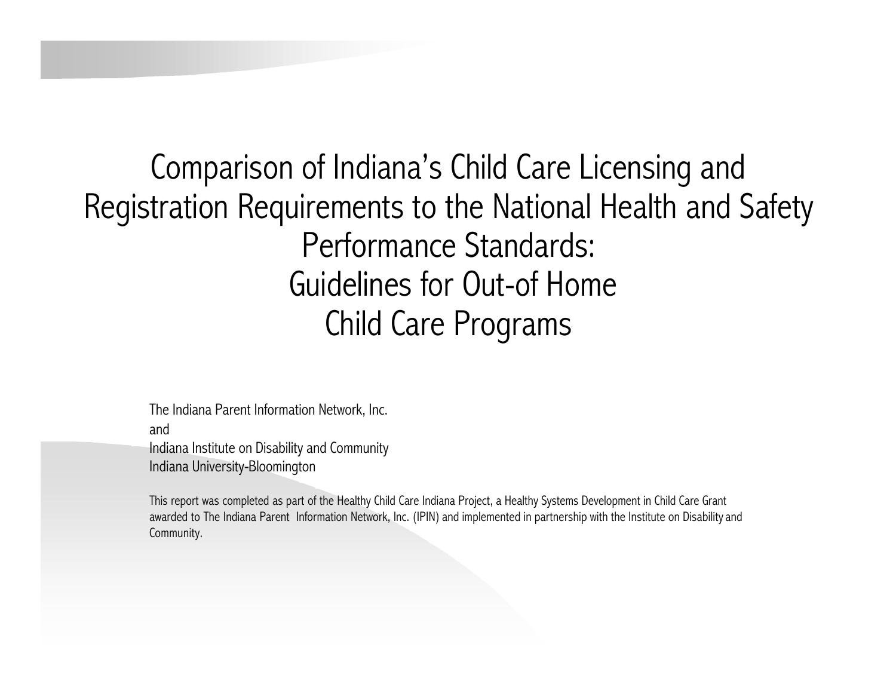# Comparison of Indiana's Child Care Licensing and Registration Requirements to the National Health and Safety Performance Standards: Guidelines for Out-of Home Child Care Programs

The Indiana Parent Information Network, Inc.
and
Indiana Institute on Disability and Community
Indiana University-Bloomington

This report was completed as part of the Healthy Child Care Indiana Project, a Healthy Systems Development in Child Care Grant awarded to The Indiana Parent Information Network, Inc. (IPIN) and implemented in partnership with the Institute on Disability and Community.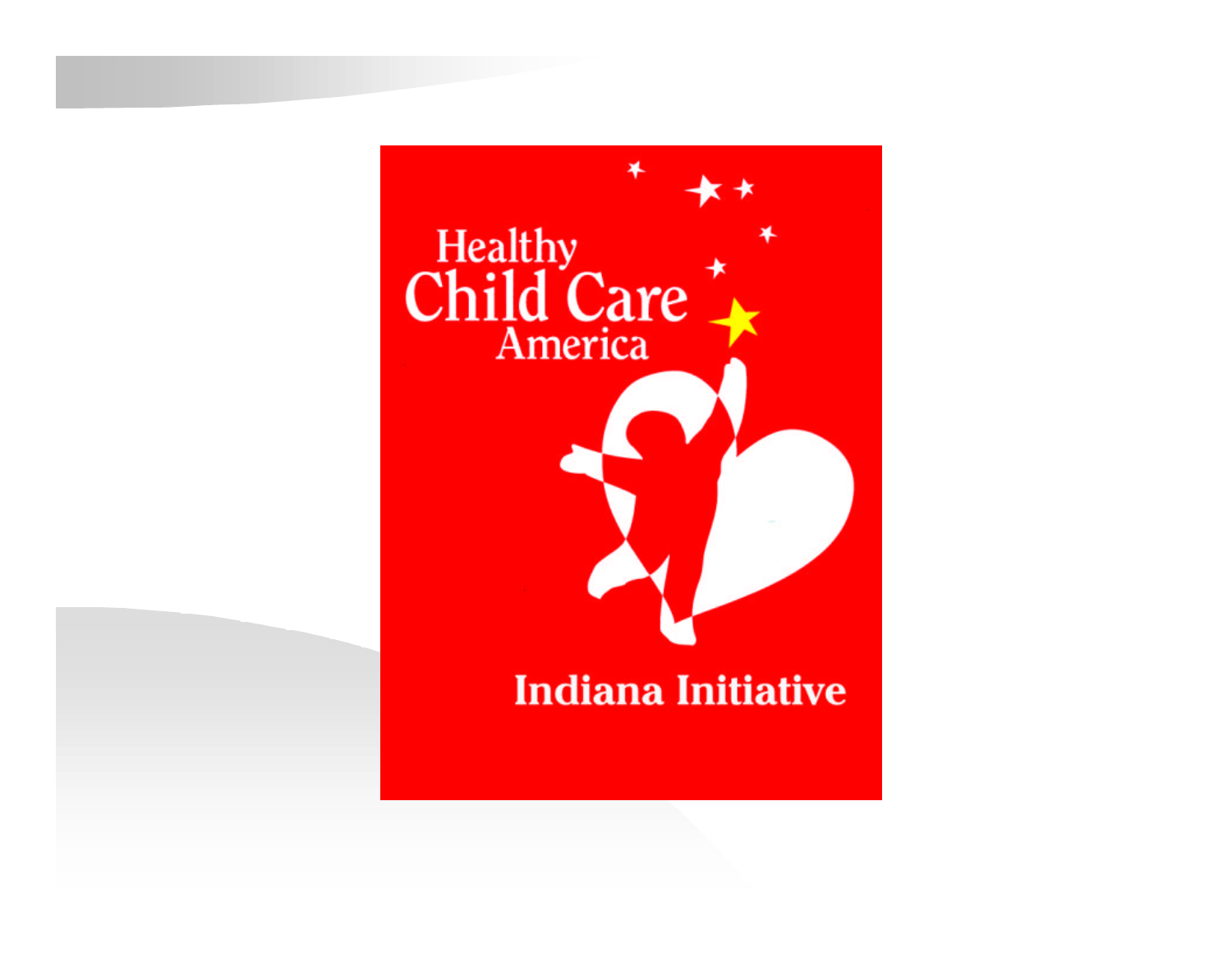Healthy Child Care America

Indiana Initiative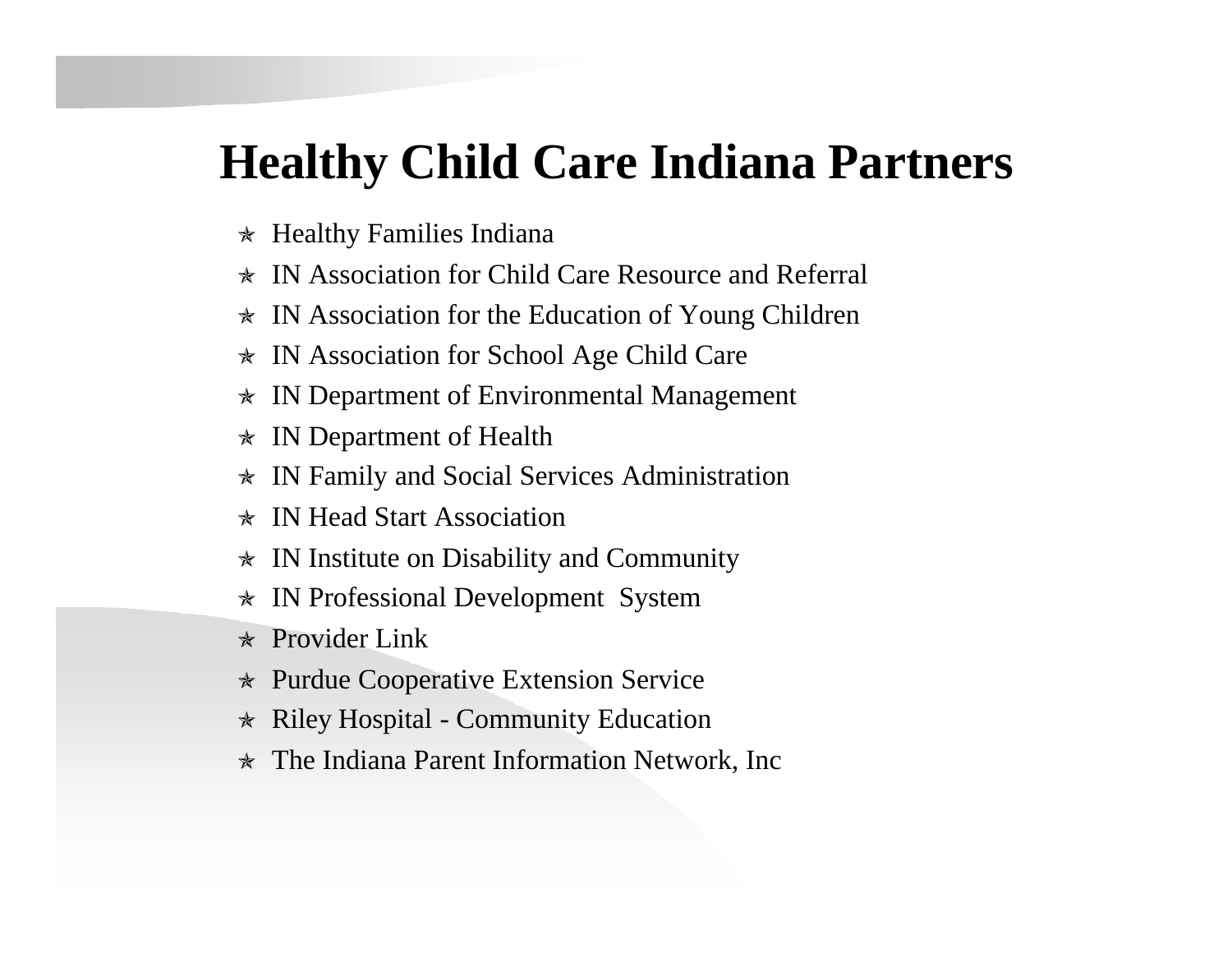# Healthy Child Care Indiana Partners

- Healthy Families Indiana
- IN Association for Child Care Resource and Referral
- IN Association for the Education of Young Children
- IN Association for School Age Child Care
- IN Department of Environmental Management
- IN Department of Health
- IN Family and Social Services Administration
- IN Head Start Association
- IN Institute on Disability and Community
- IN Professional Development System
- Provider Link
- Purdue Cooperative Extension Service
- Riley Hospital - Community Education
- The Indiana Parent Information Network, Inc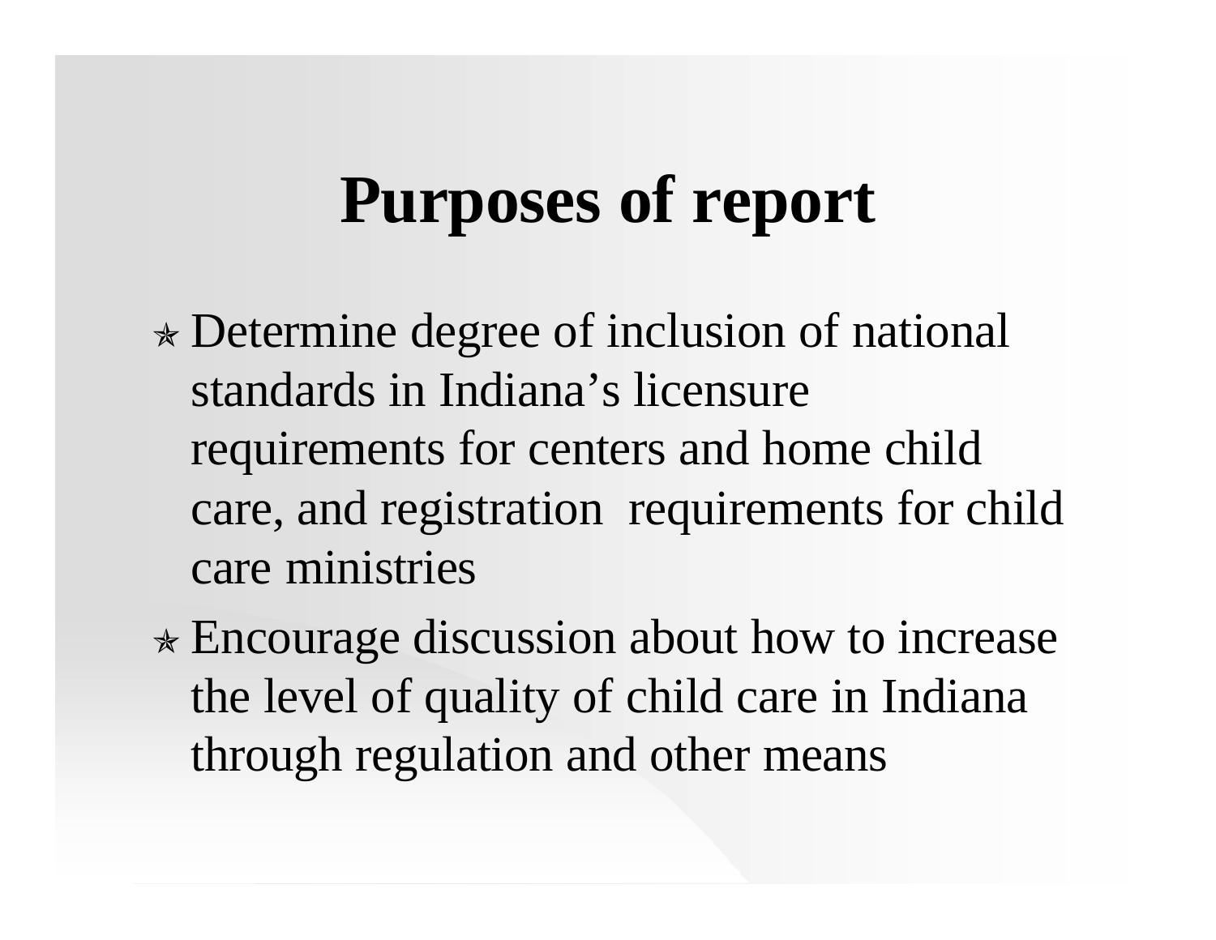# Purposes of report

- Determine degree of inclusion of national standards in Indiana's licensure requirements for centers and home child care, and registration requirements for child care ministries
- Encourage discussion about how to increase the level of quality of child care in Indiana through regulation and other means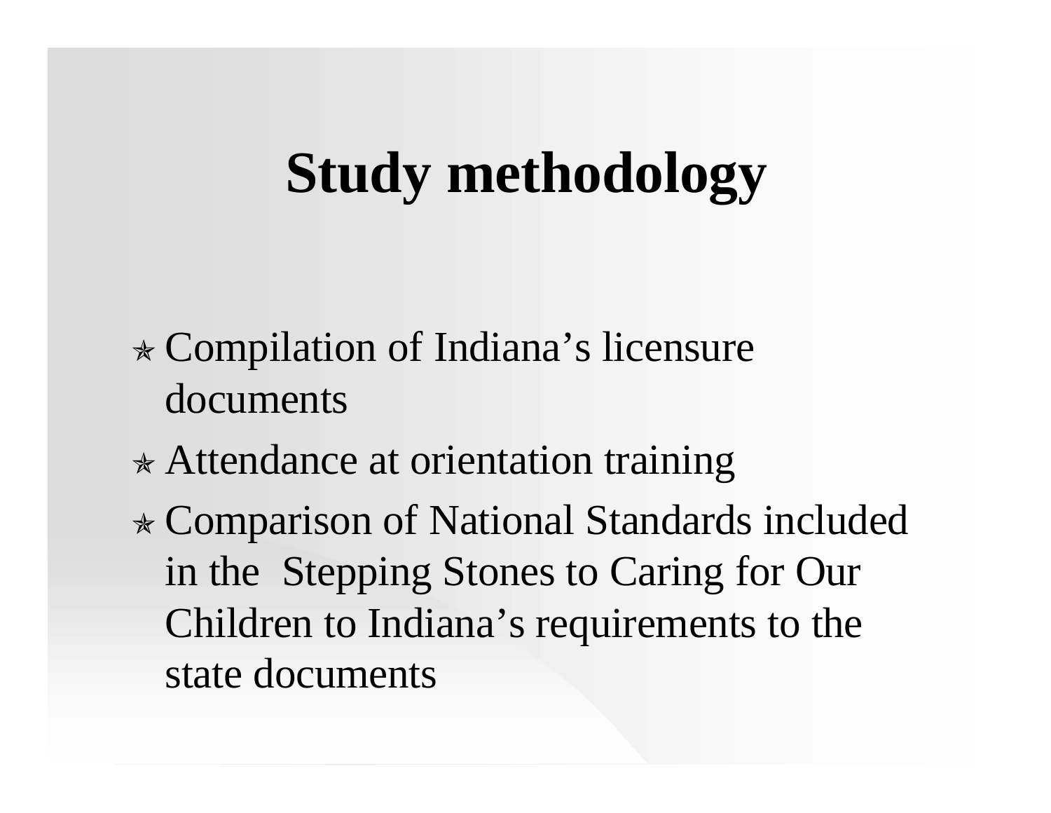# Study methodology

- Compilation of Indiana's licensure documents
- Attendance at orientation training
- Comparison of National Standards included in the Stepping Stones to Caring for Our Children to Indiana's requirements to the state documents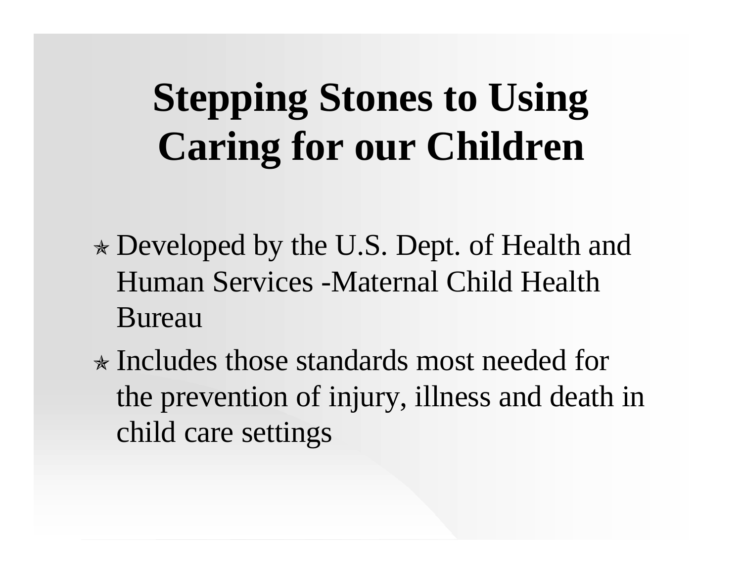# Stepping Stones to Using Caring for our Children

- Developed by the U.S. Dept. of Health and Human Services -Maternal Child Health Bureau
- Includes those standards most needed for the prevention of injury, illness and death in child care settings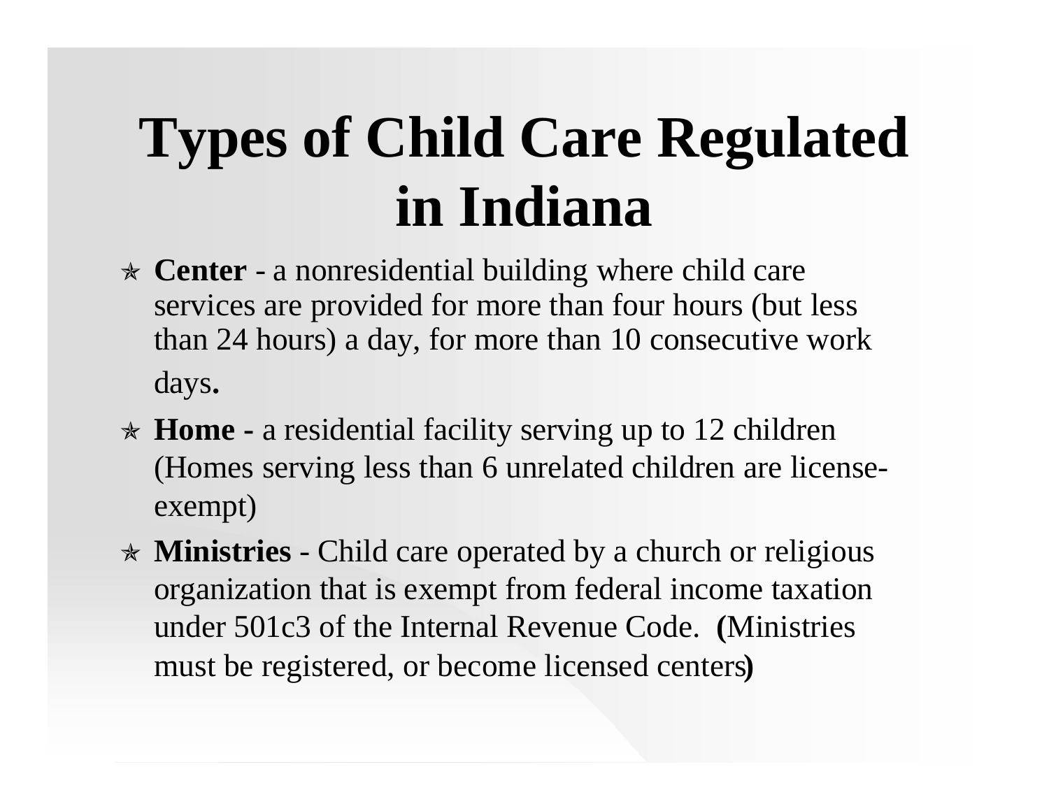# Types of Child Care Regulated in Indiana

- **Center** - a nonresidential building where child care services are provided for more than four hours (but less than 24 hours) a day, for more than 10 consecutive work days**.**
- **Home -** a residential facility serving up to 12 children (Homes serving less than 6 unrelated children are license-exempt)
- **Ministries** - Child care operated by a church or religious organization that is exempt from federal income taxation under 501c3 of the Internal Revenue Code. **(**Ministries must be registered, or become licensed centers**)**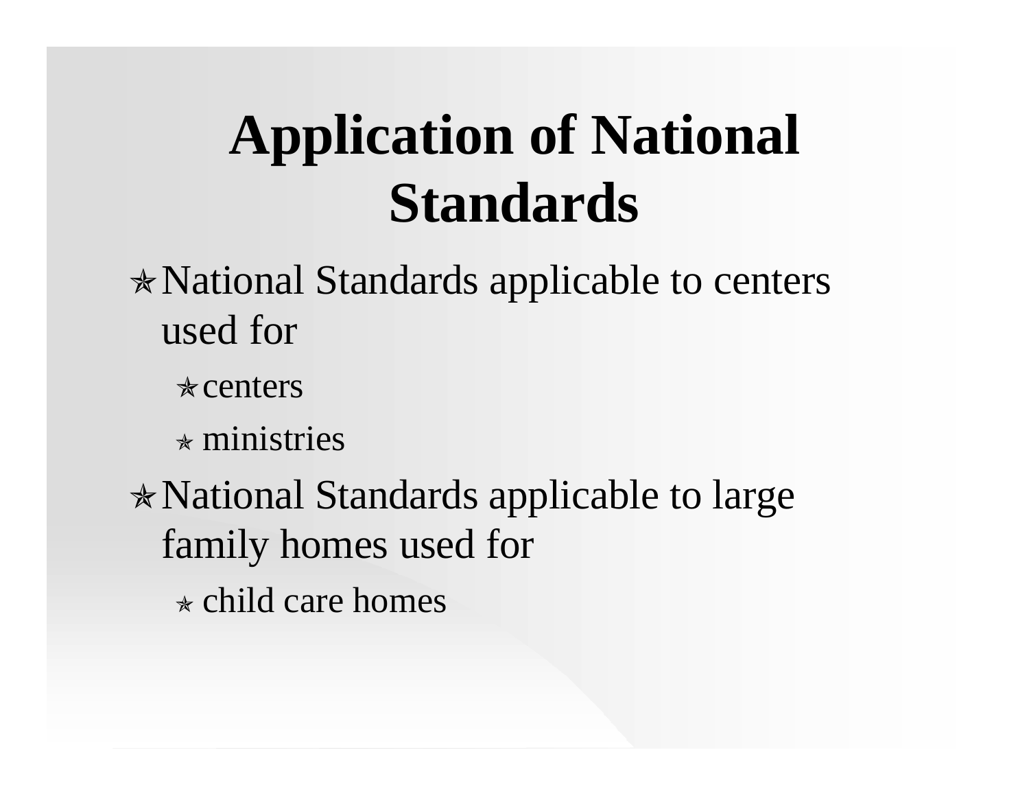# Application of National Standards

- National Standards applicable to centers used for
  - centers
  - ministries
- National Standards applicable to large family homes used for
  - child care homes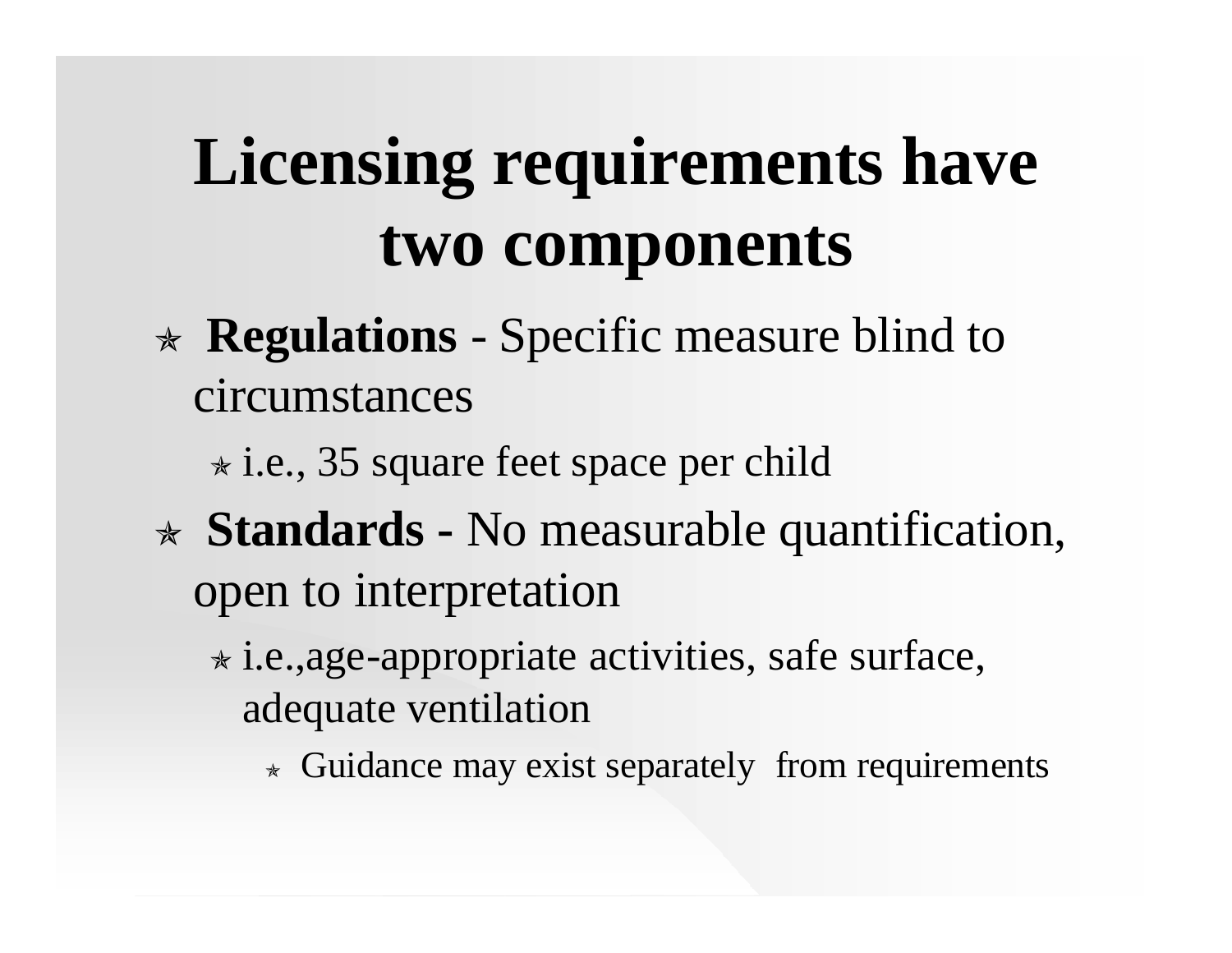# Licensing requirements have two components

- **Regulations** - Specific measure blind to circumstances
  - i.e., 35 square feet space per child
- **Standards -** No measurable quantification, open to interpretation
  - i.e.,age-appropriate activities, safe surface, adequate ventilation
    - Guidance may exist separately from requirements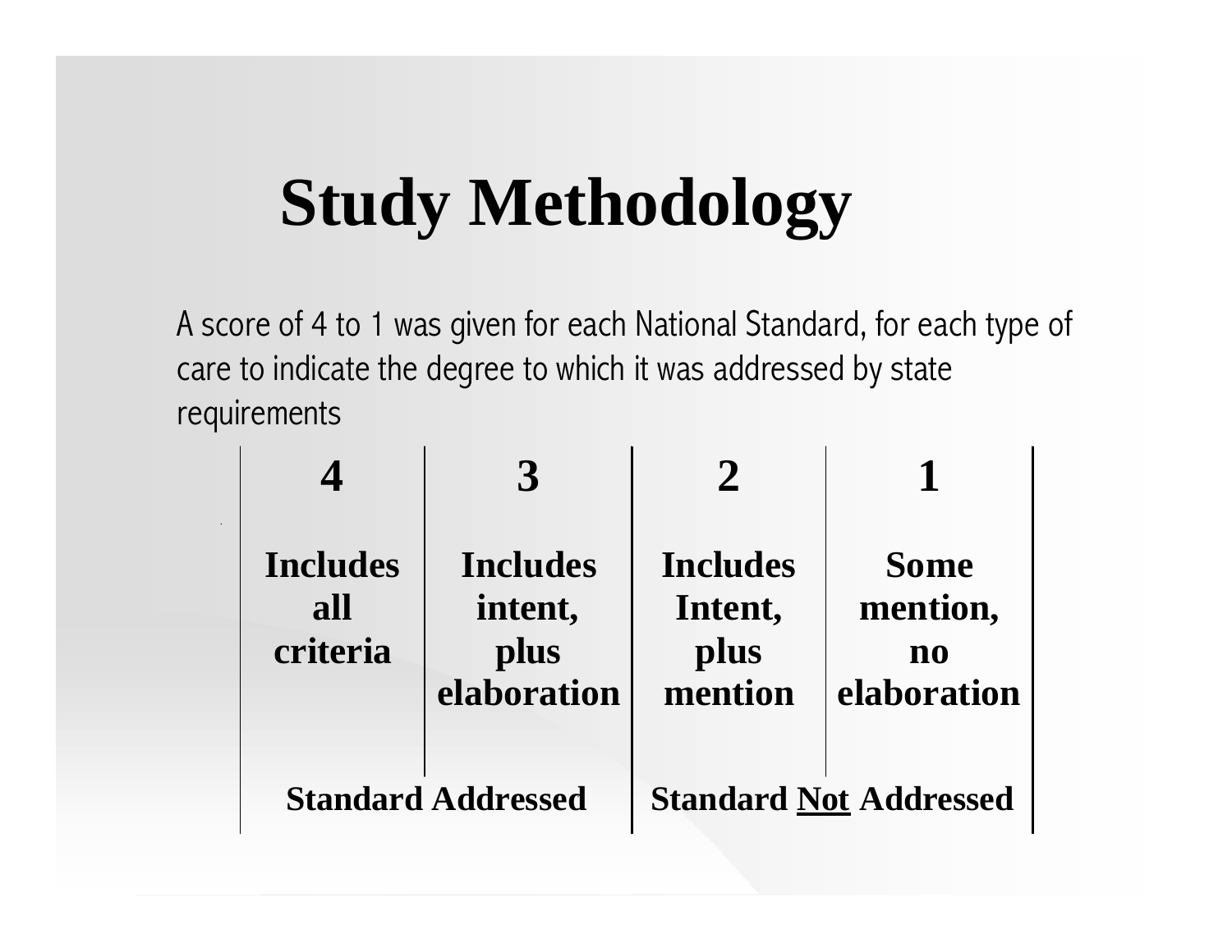# Study Methodology

A score of 4 to 1 was given for each National Standard, for each type of care to indicate the degree to which it was addressed by state requirements

| 4 | 3 | 2 | 1 |
|---|---|---|---|
| **Includes all criteria** | **Includes intent, plus elaboration** | **Includes Intent, plus mention** | **Some mention, no elaboration** |
| **Standard Addressed** | | **Standard <u>Not</u> Addressed** | |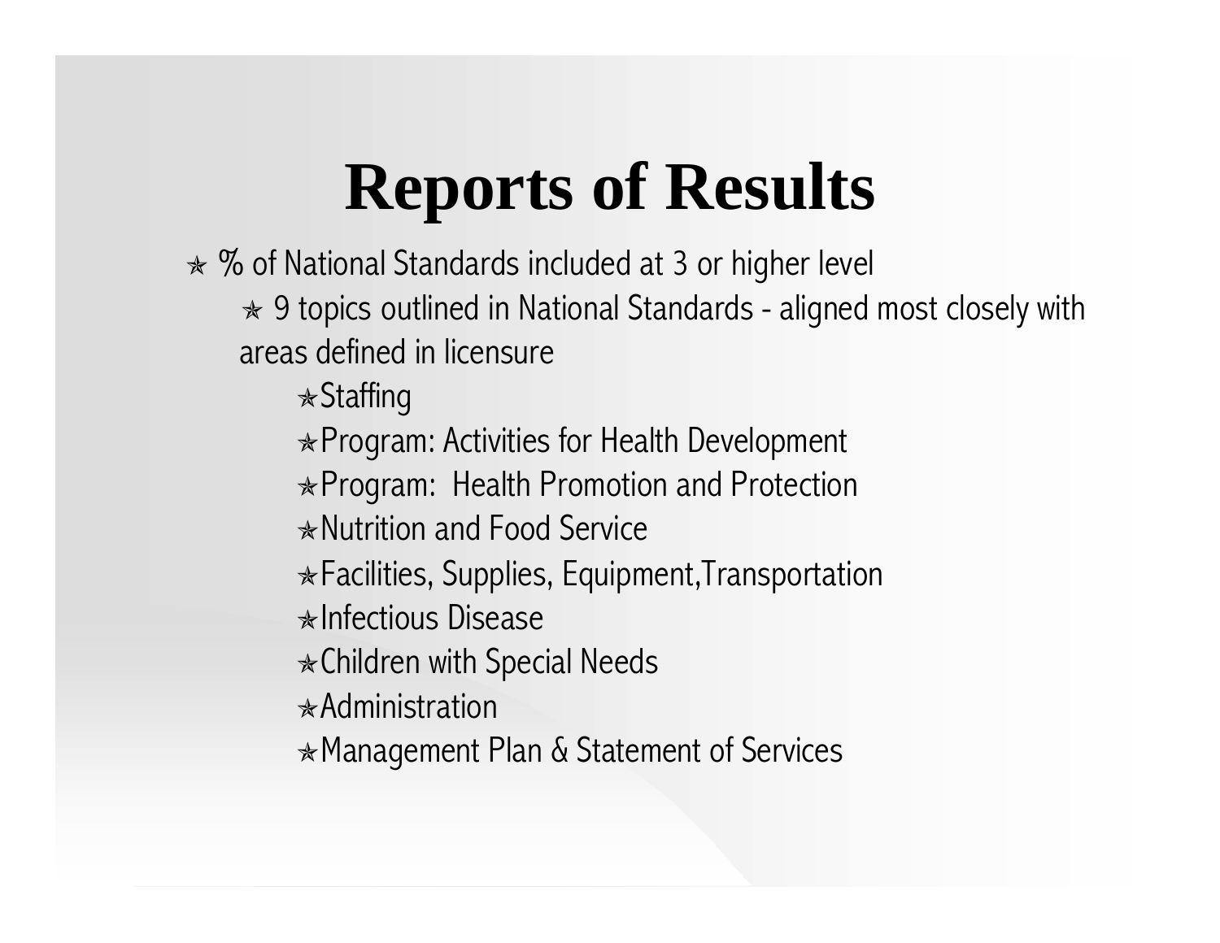# Reports of Results

- % of National Standards included at 3 or higher level
  - 9 topics outlined in National Standards - aligned most closely with areas defined in licensure
    - Staffing
    - Program: Activities for Health Development
    - Program: Health Promotion and Protection
    - Nutrition and Food Service
    - Facilities, Supplies, Equipment,Transportation
    - Infectious Disease
    - Children with Special Needs
    - Administration
    - Management Plan & Statement of Services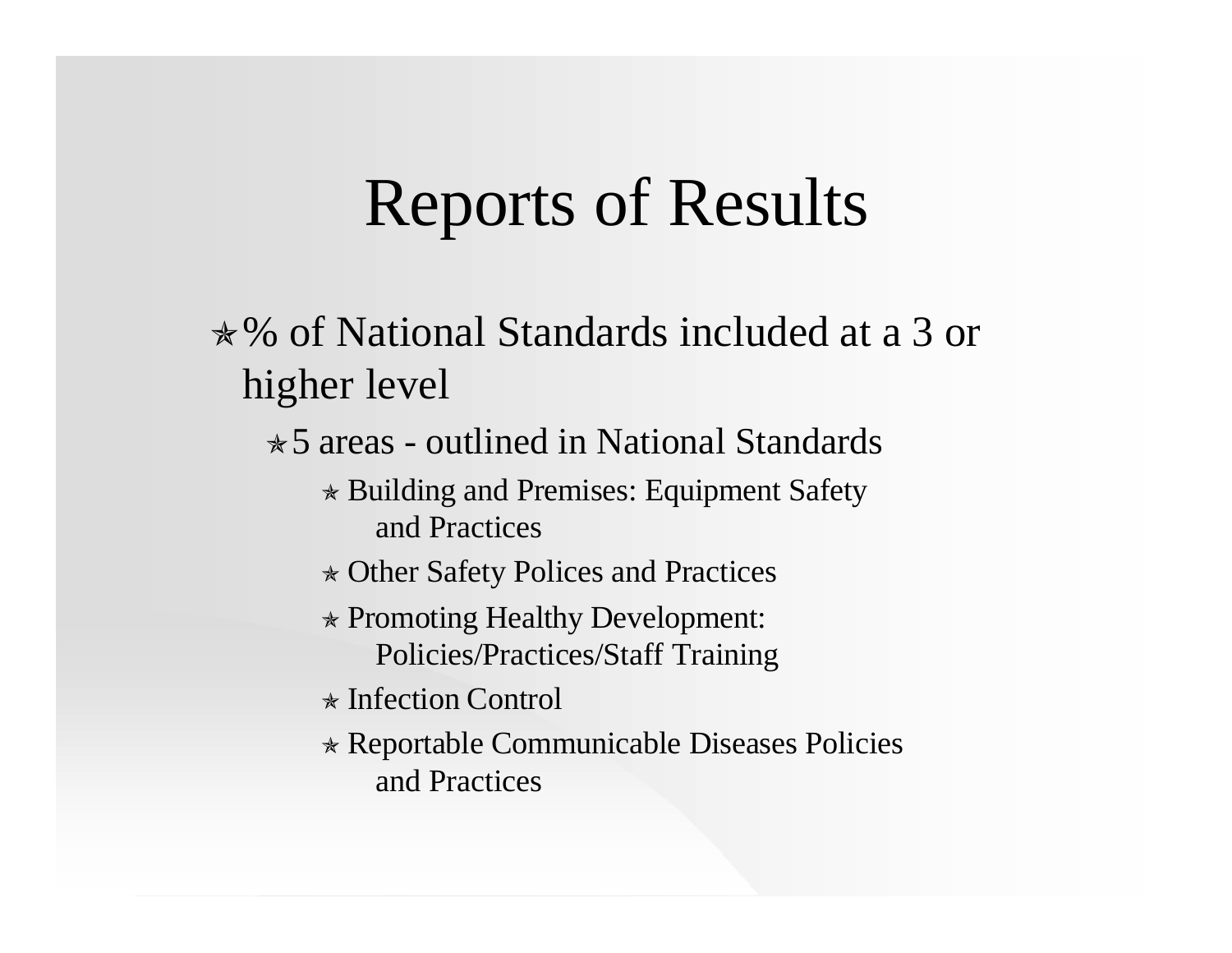# Reports of Results

- % of National Standards included at a 3 or higher level
  - 5 areas - outlined in National Standards
    - Building and Premises: Equipment Safety and Practices
    - Other Safety Polices and Practices
    - Promoting Healthy Development: Policies/Practices/Staff Training
    - Infection Control
    - Reportable Communicable Diseases Policies and Practices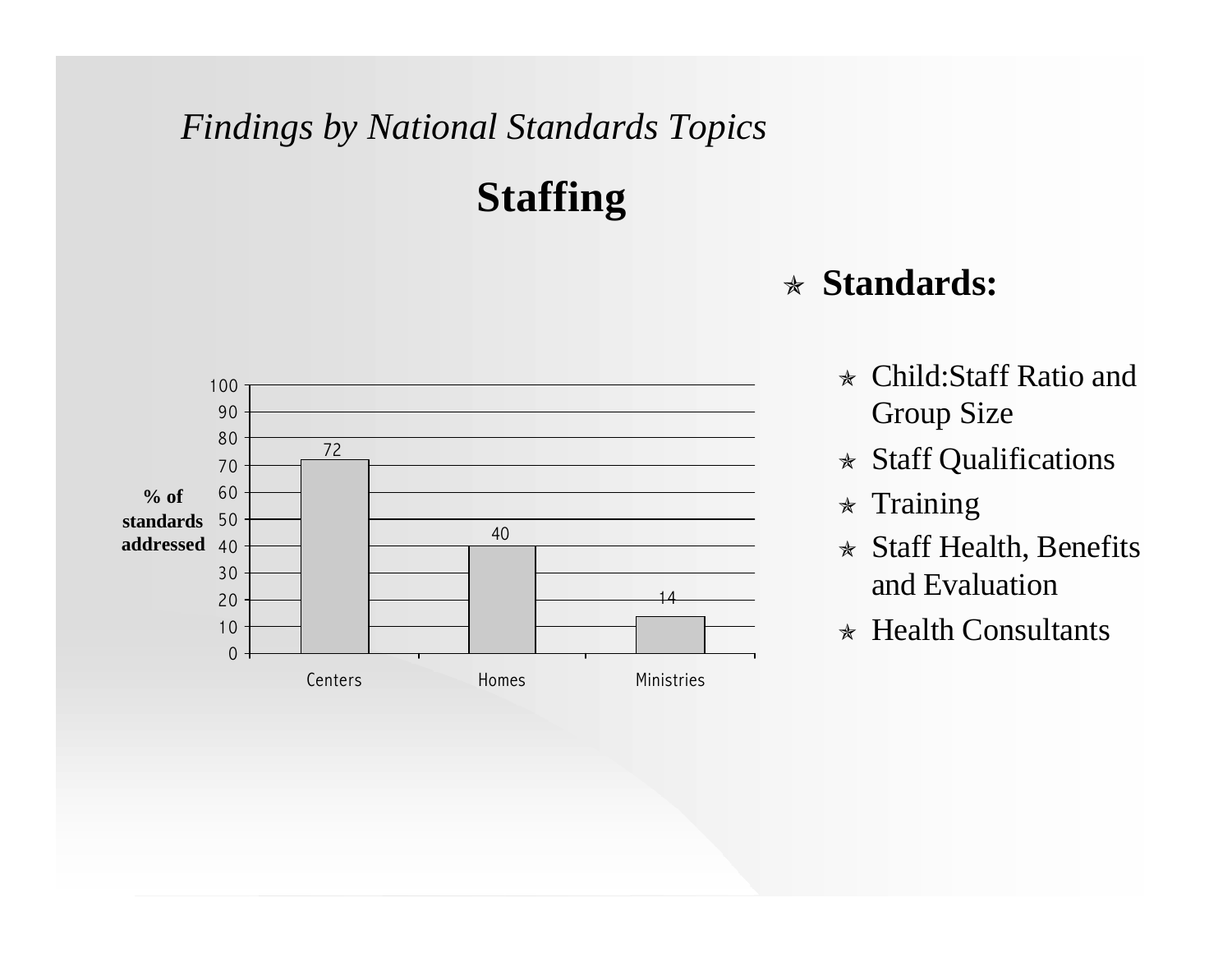*Findings by National Standards Topics*

# Staffing

| % of standards addressed | |
|---|---|
| Centers | 72 |
| Homes | 40 |
| Ministries | 14 |

- **Standards:**
  - Child:Staff Ratio and Group Size
  - Staff Qualifications
  - Training
  - Staff Health, Benefits and Evaluation
  - Health Consultants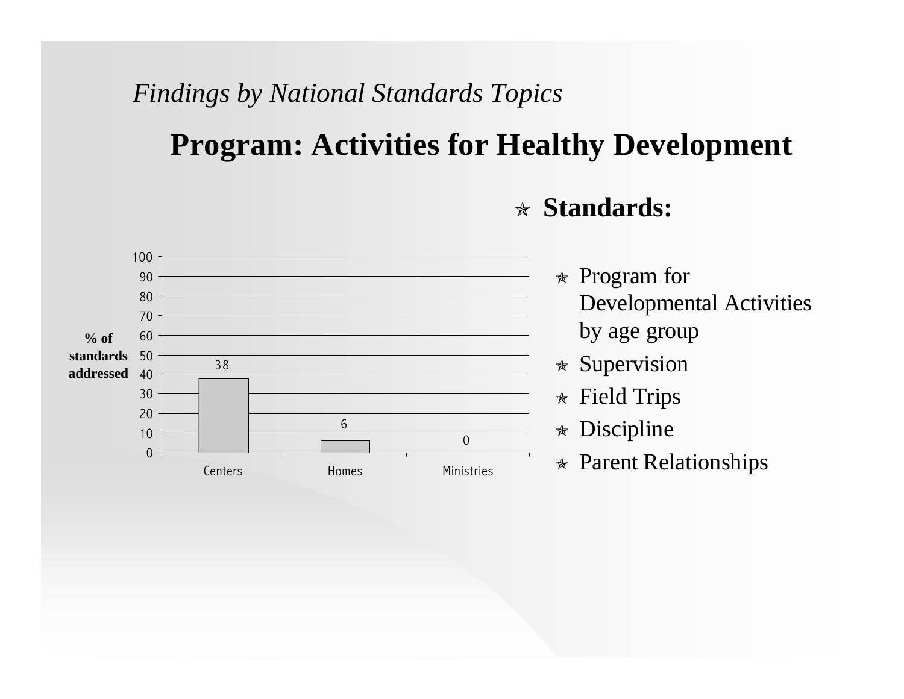*Findings by National Standards Topics*

# Program: Activities for Healthy Development

| | Centers | Homes | Ministries |
|---|---|---|---|
| % of standards addressed | 38 | 6 | 0 |

- **Standards:**
  - Program for Developmental Activities by age group
  - Supervision
  - Field Trips
  - Discipline
  - Parent Relationships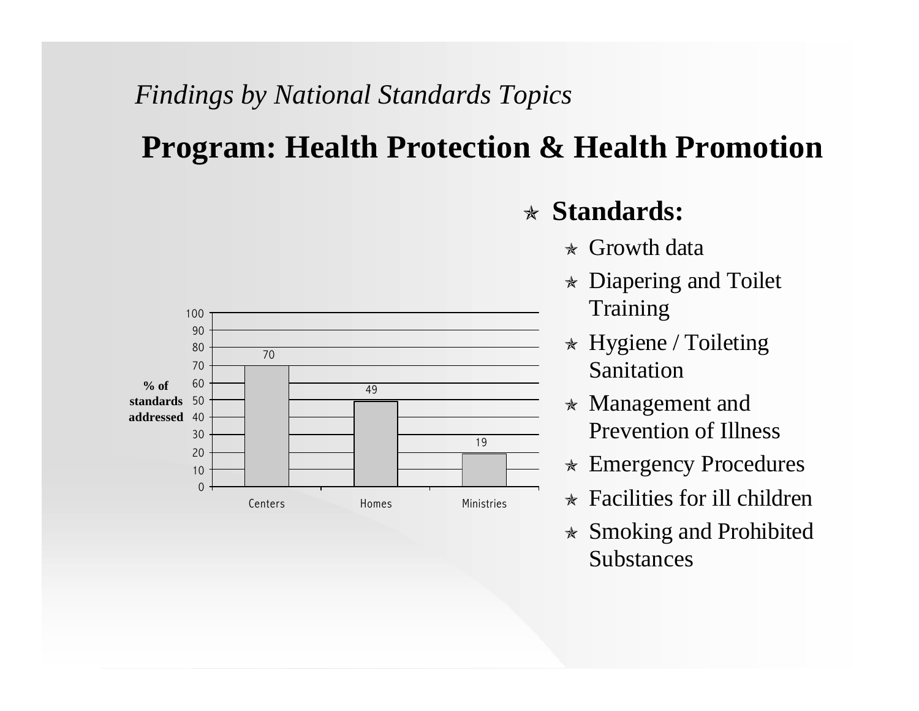*Findings by National Standards Topics*

# Program: Health Protection & Health Promotion

| | Centers | Homes | Ministries |
|---|---|---|---|
| % of standards addressed | 70 | 49 | 19 |

- **Standards:**
  - Growth data
  - Diapering and Toilet Training
  - Hygiene / Toileting Sanitation
  - Management and Prevention of Illness
  - Emergency Procedures
  - Facilities for ill children
  - Smoking and Prohibited Substances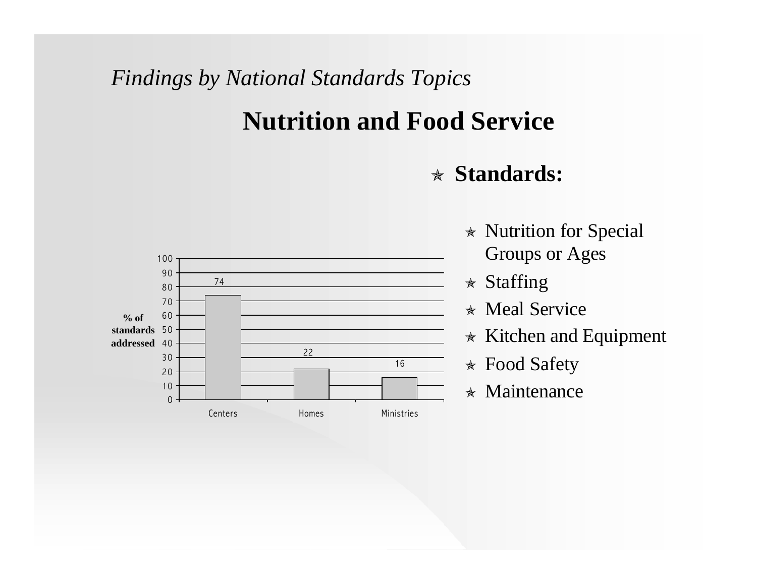*Findings by National Standards Topics*

# Nutrition and Food Service

| % of standards addressed | |
|---|---|
| Centers | 74 |
| Homes | 22 |
| Ministries | 16 |

- **Standards:**
  - Nutrition for Special Groups or Ages
  - Staffing
  - Meal Service
  - Kitchen and Equipment
  - Food Safety
  - Maintenance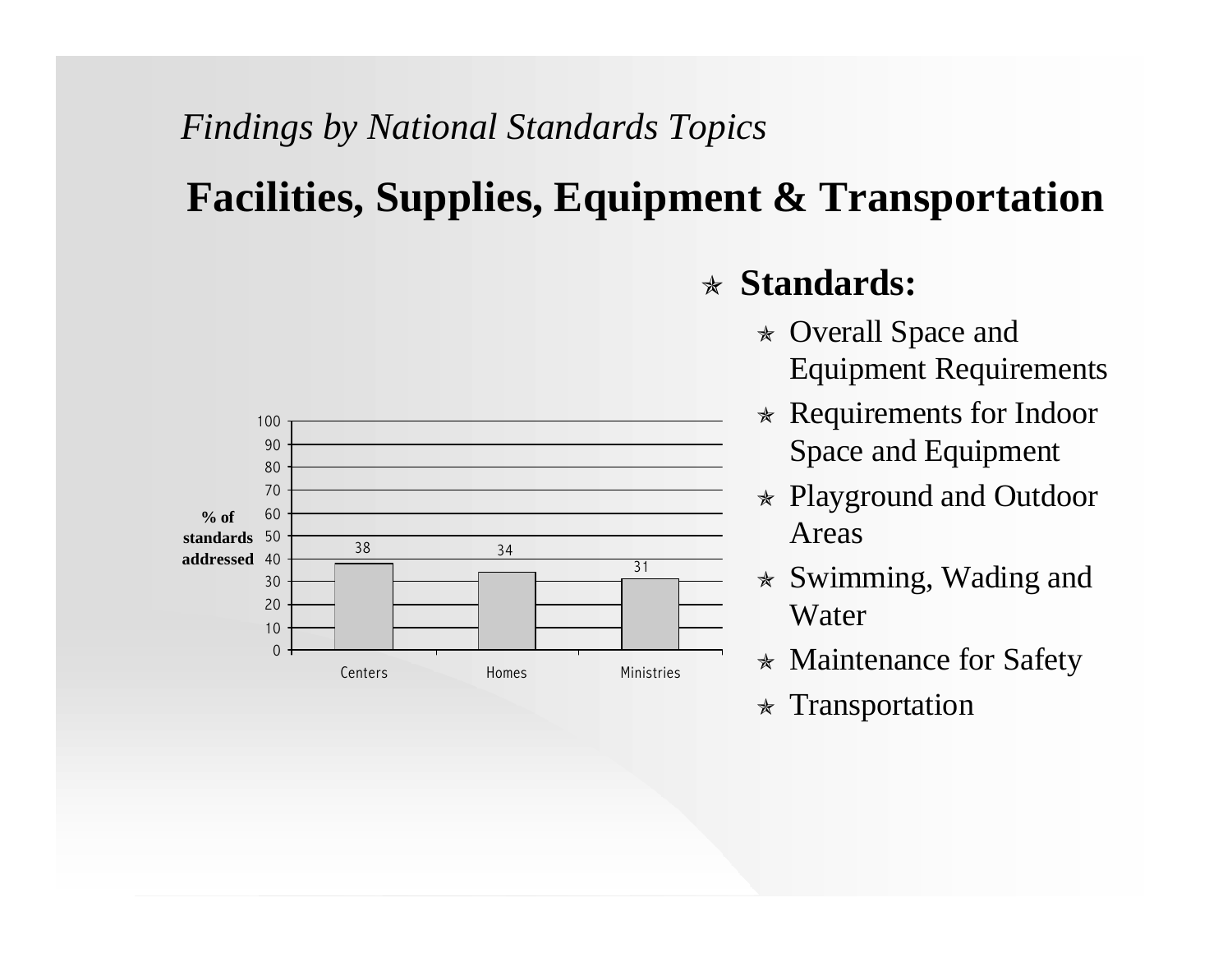*Findings by National Standards Topics*

# Facilities, Supplies, Equipment & Transportation

| | Centers | Homes | Ministries |
|---|---|---|---|
| % of standards addressed | 38 | 34 | 31 |

- **Standards:**
  - Overall Space and Equipment Requirements
  - Requirements for Indoor Space and Equipment
  - Playground and Outdoor Areas
  - Swimming, Wading and Water
  - Maintenance for Safety
  - Transportation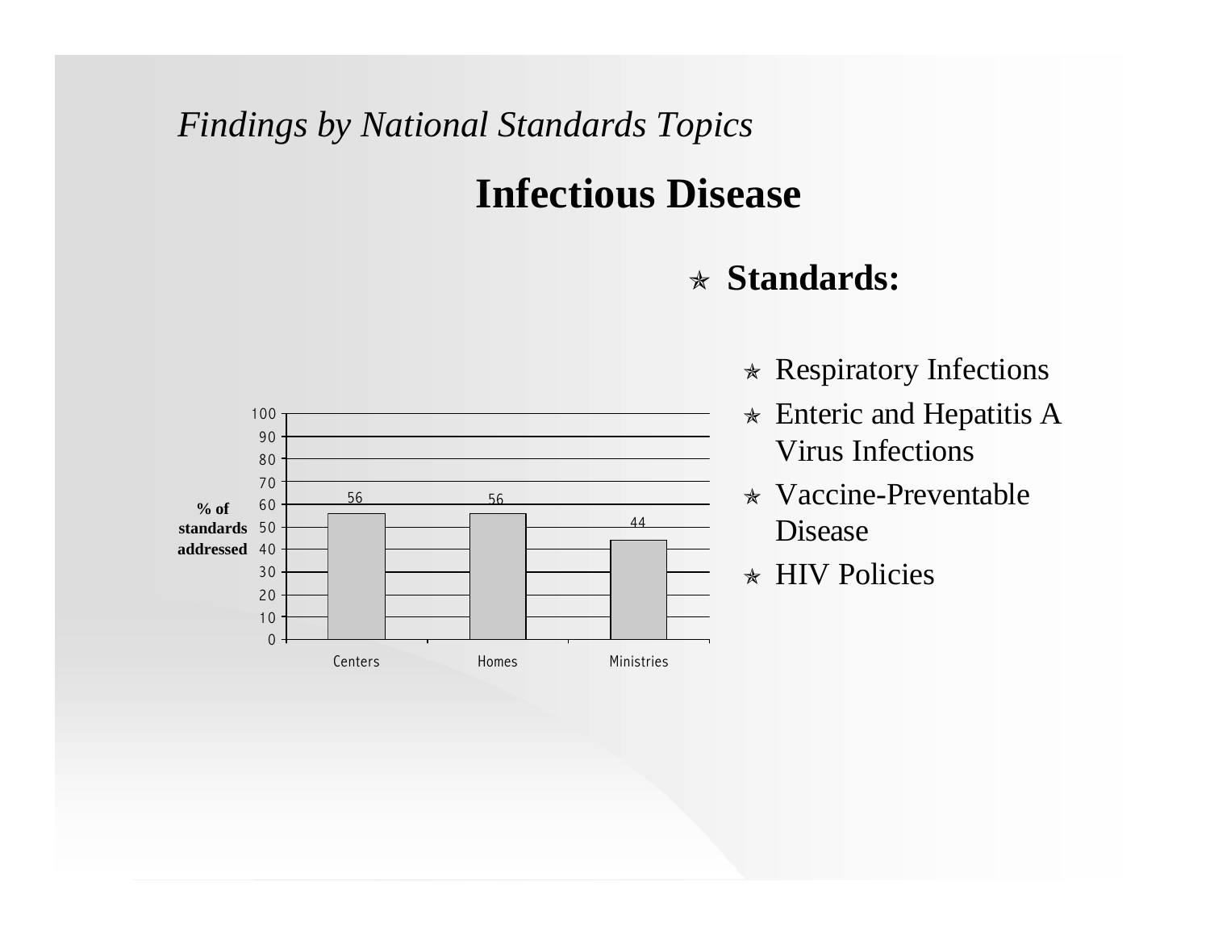*Findings by National Standards Topics*

# Infectious Disease

- **Standards:**
  - Respiratory Infections
  - Enteric and Hepatitis A Virus Infections
  - Vaccine-Preventable Disease
  - HIV Policies

| | Centers | Homes | Ministries |
|---|---|---|---|
| % of standards addressed | 56 | 56 | 44 |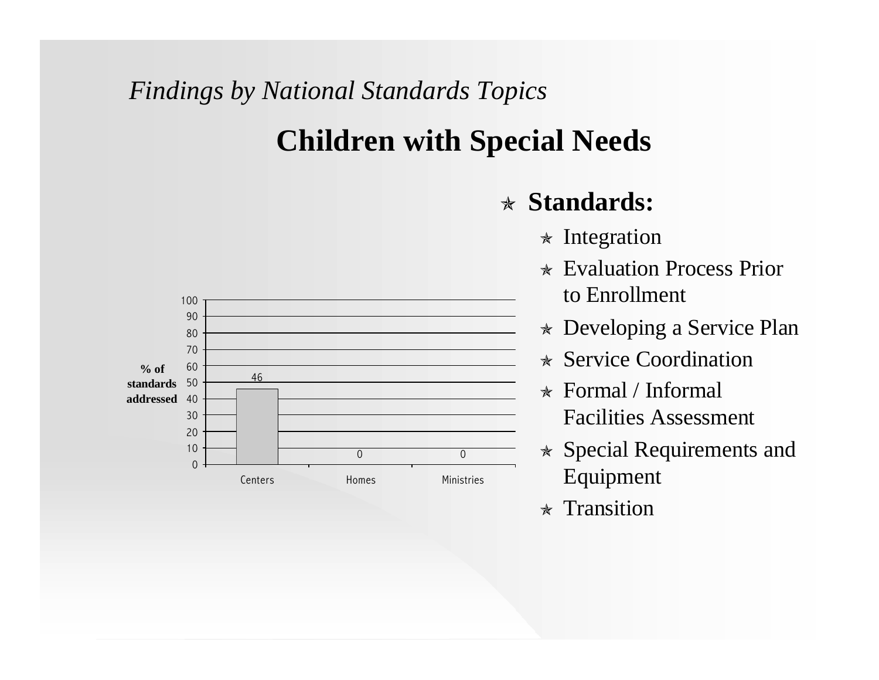*Findings by National Standards Topics*

# Children with Special Needs

| % of standards addressed | Centers | Homes | Ministries |
|---|---|---|---|
| | 46 | 0 | 0 |

- **Standards:**
  - Integration
  - Evaluation Process Prior to Enrollment
  - Developing a Service Plan
  - Service Coordination
  - Formal / Informal Facilities Assessment
  - Special Requirements and Equipment
  - Transition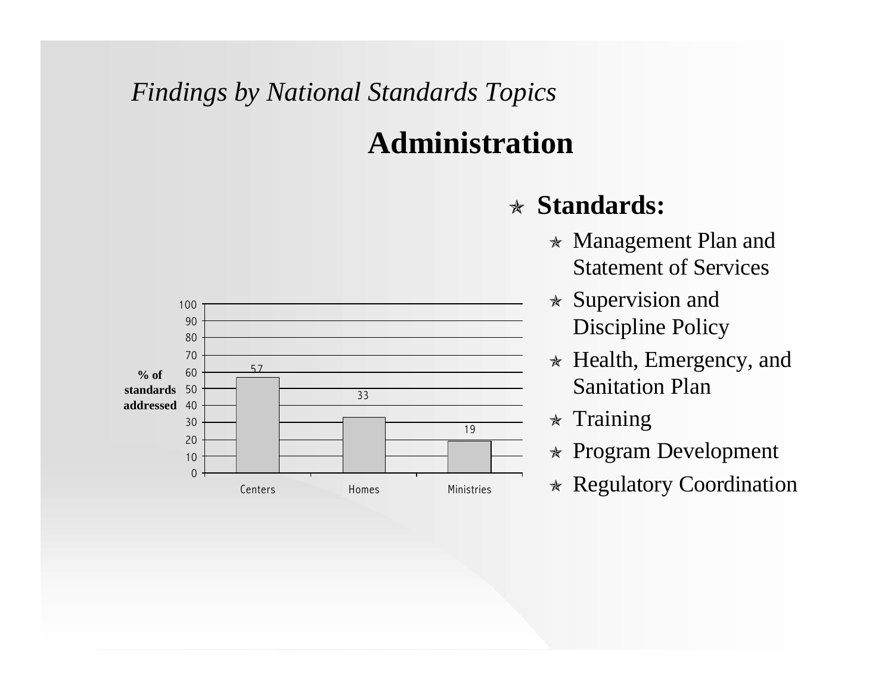*Findings by National Standards Topics*

# Administration

| % of standards addressed | |
|---|---|
| Centers | 57 |
| Homes | 33 |
| Ministries | 19 |

- **Standards:**
  - Management Plan and Statement of Services
  - Supervision and Discipline Policy
  - Health, Emergency, and Sanitation Plan
  - Training
  - Program Development
  - Regulatory Coordination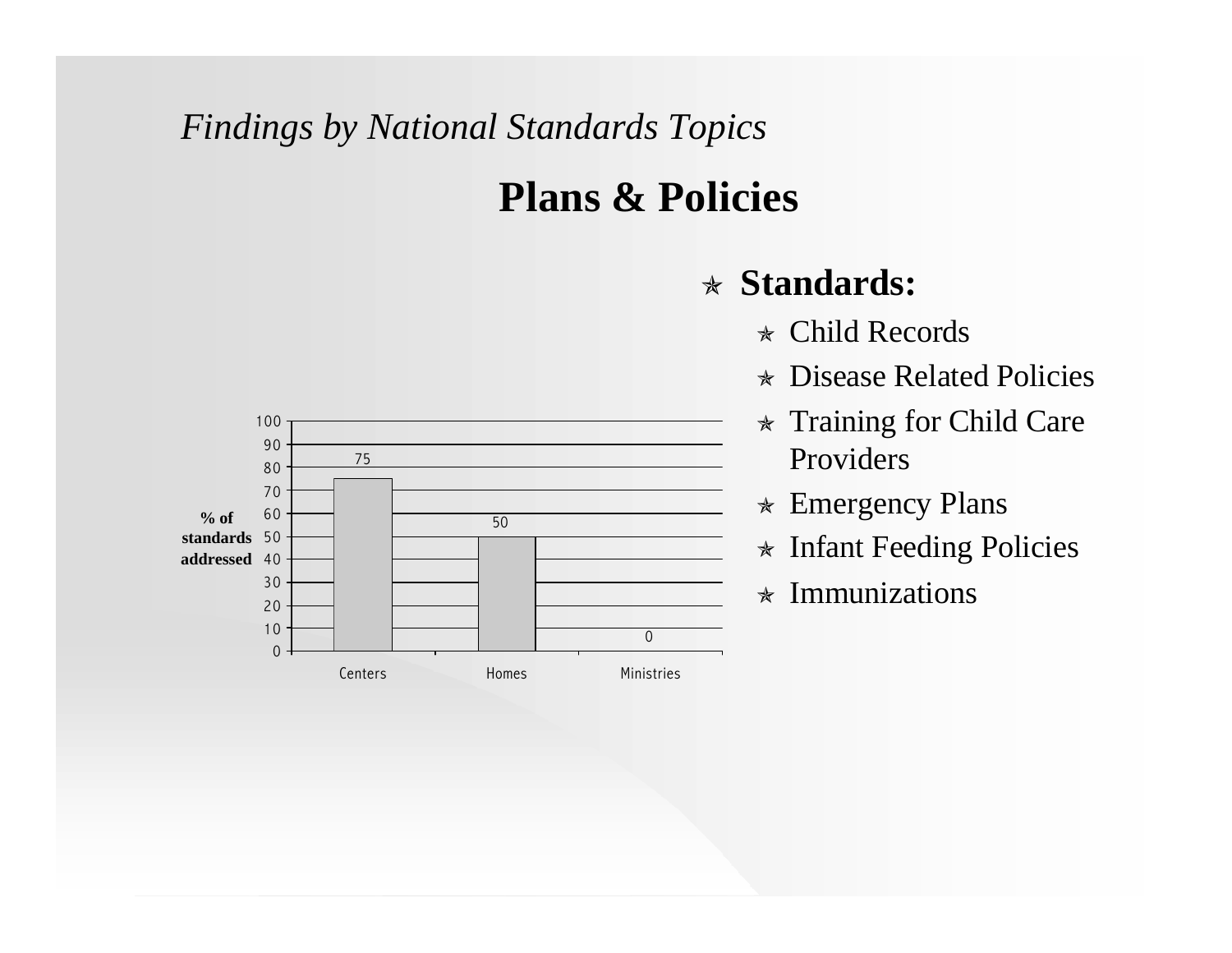*Findings by National Standards Topics*

# Plans & Policies

| | Centers | Homes | Ministries |
|---|---|---|---|
| % of standards addressed | 75 | 50 | 0 |

- **Standards:**
  - Child Records
  - Disease Related Policies
  - Training for Child Care Providers
  - Emergency Plans
  - Infant Feeding Policies
  - Immunizations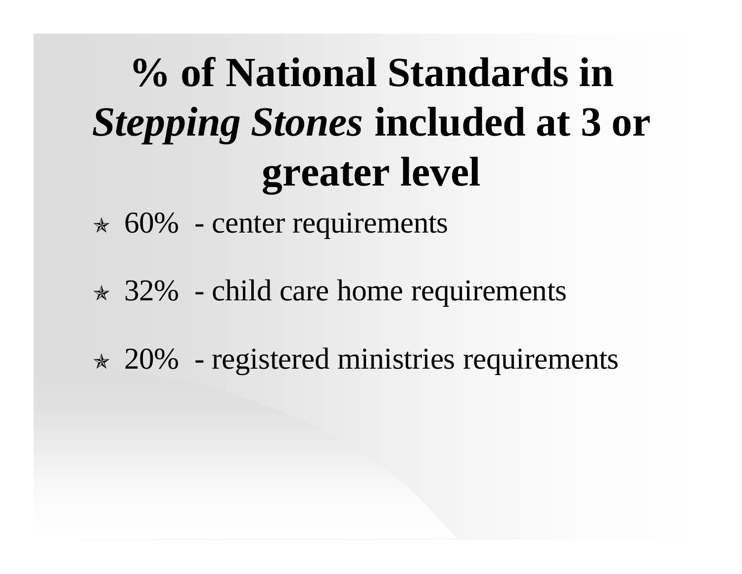# % of National Standards in *Stepping Stones* included at 3 or greater level

- 60% - center requirements
- 32% - child care home requirements
- 20% - registered ministries requirements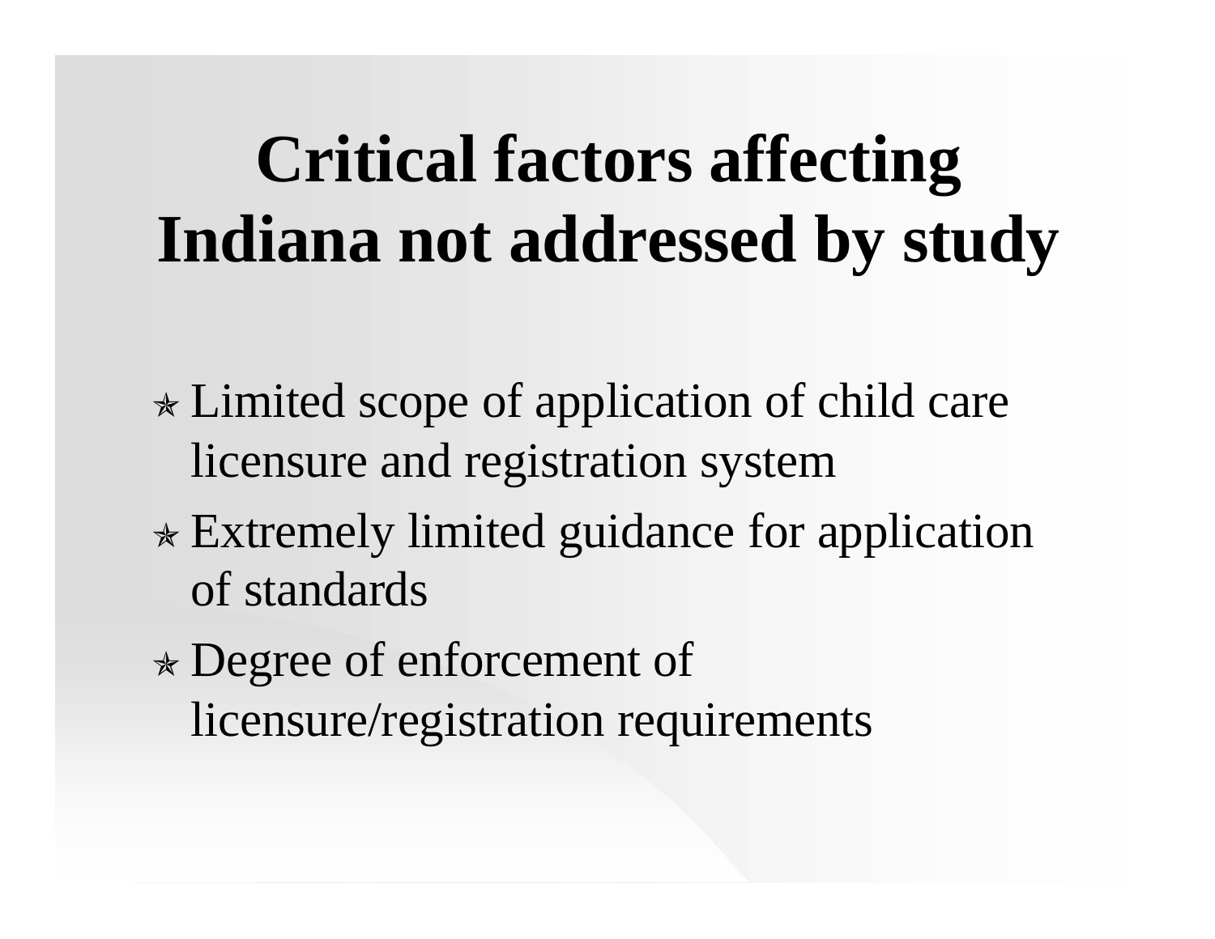# Critical factors affecting Indiana not addressed by study

- Limited scope of application of child care licensure and registration system
- Extremely limited guidance for application of standards
- Degree of enforcement of licensure/registration requirements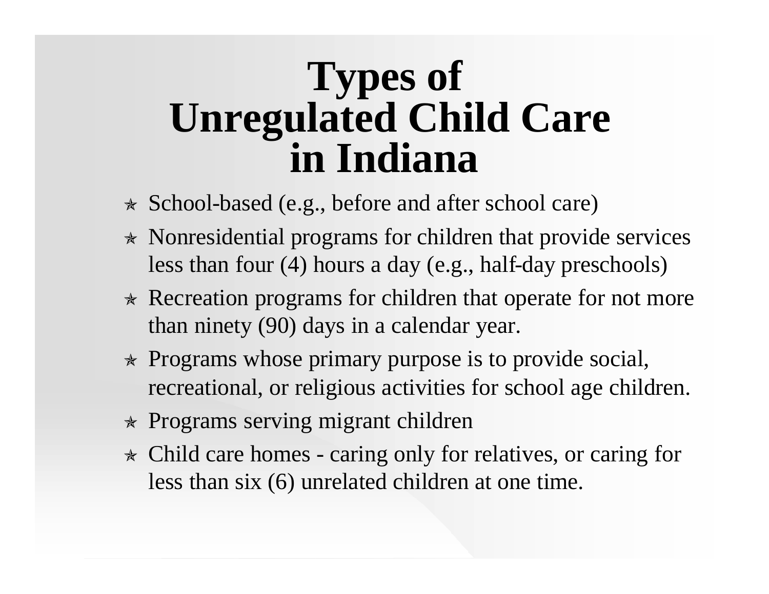# Types of Unregulated Child Care in Indiana

- School-based (e.g., before and after school care)
- Nonresidential programs for children that provide services less than four (4) hours a day (e.g., half-day preschools)
- Recreation programs for children that operate for not more than ninety (90) days in a calendar year.
- Programs whose primary purpose is to provide social, recreational, or religious activities for school age children.
- Programs serving migrant children
- Child care homes - caring only for relatives, or caring for less than six (6) unrelated children at one time.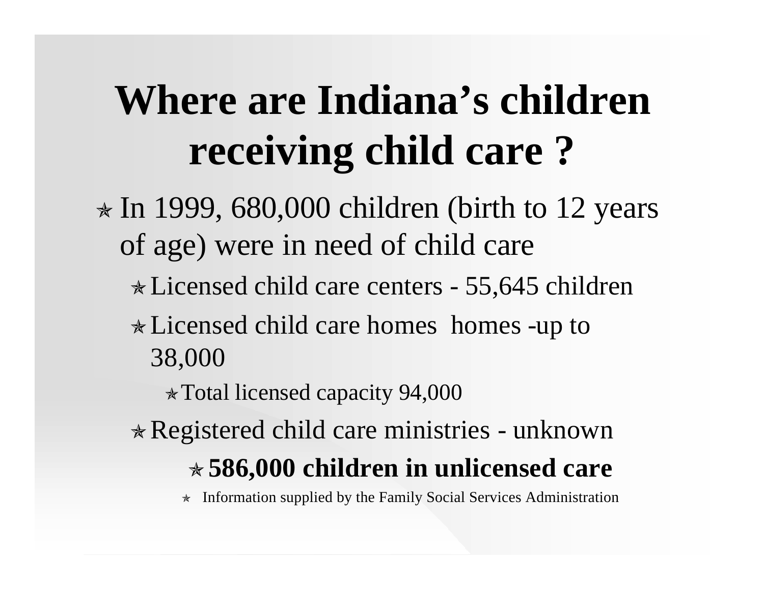# Where are Indiana's children receiving child care ?

- In 1999, 680,000 children (birth to 12 years of age) were in need of child care
  - Licensed child care centers - 55,645 children
  - Licensed child care homes  homes -up to 38,000
    - Total licensed capacity 94,000
  - Registered child care ministries - unknown
    - **586,000 children in unlicensed care**
      - Information supplied by the Family Social Services Administration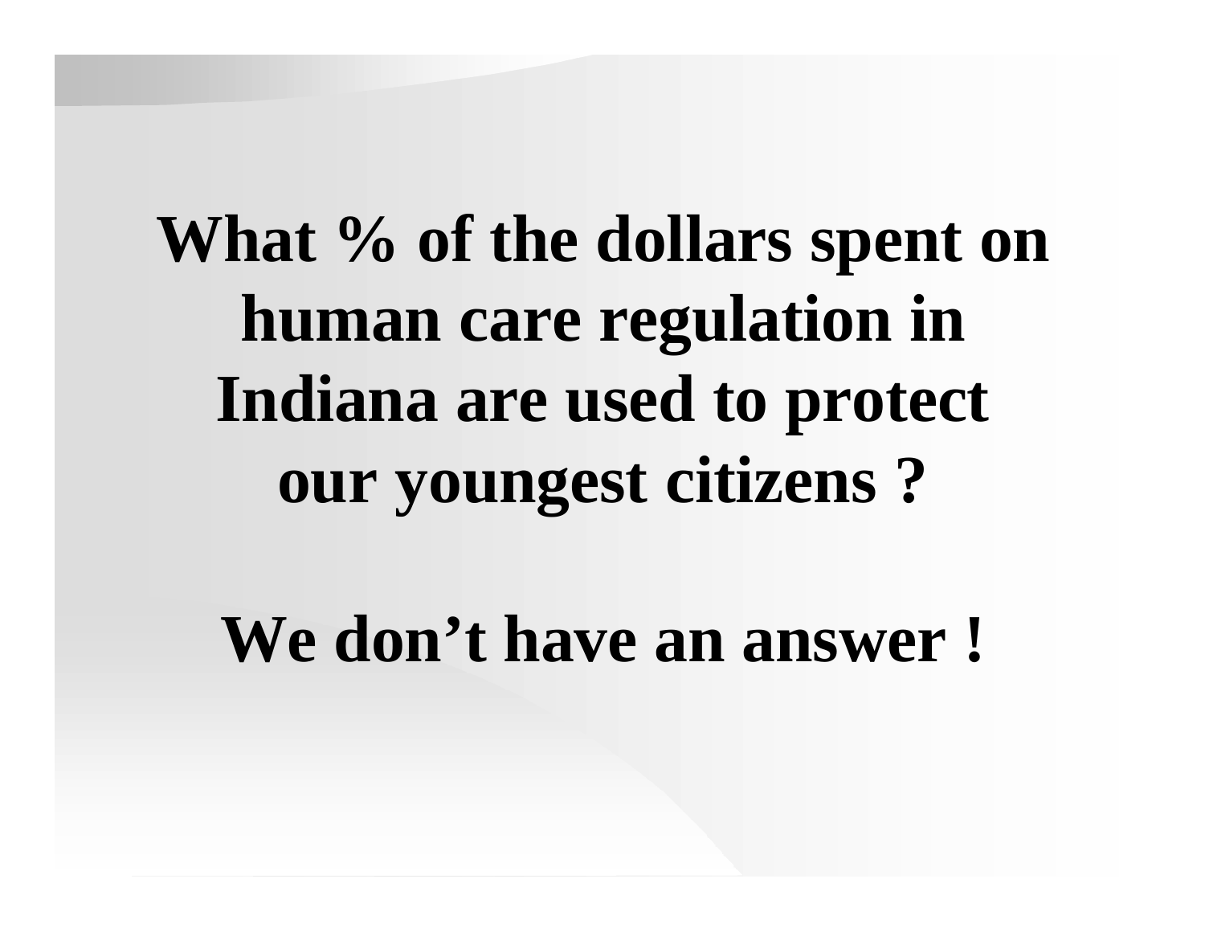**What % of the dollars spent on human care regulation in Indiana are used to protect our youngest citizens ?**

**We don’t have an answer !**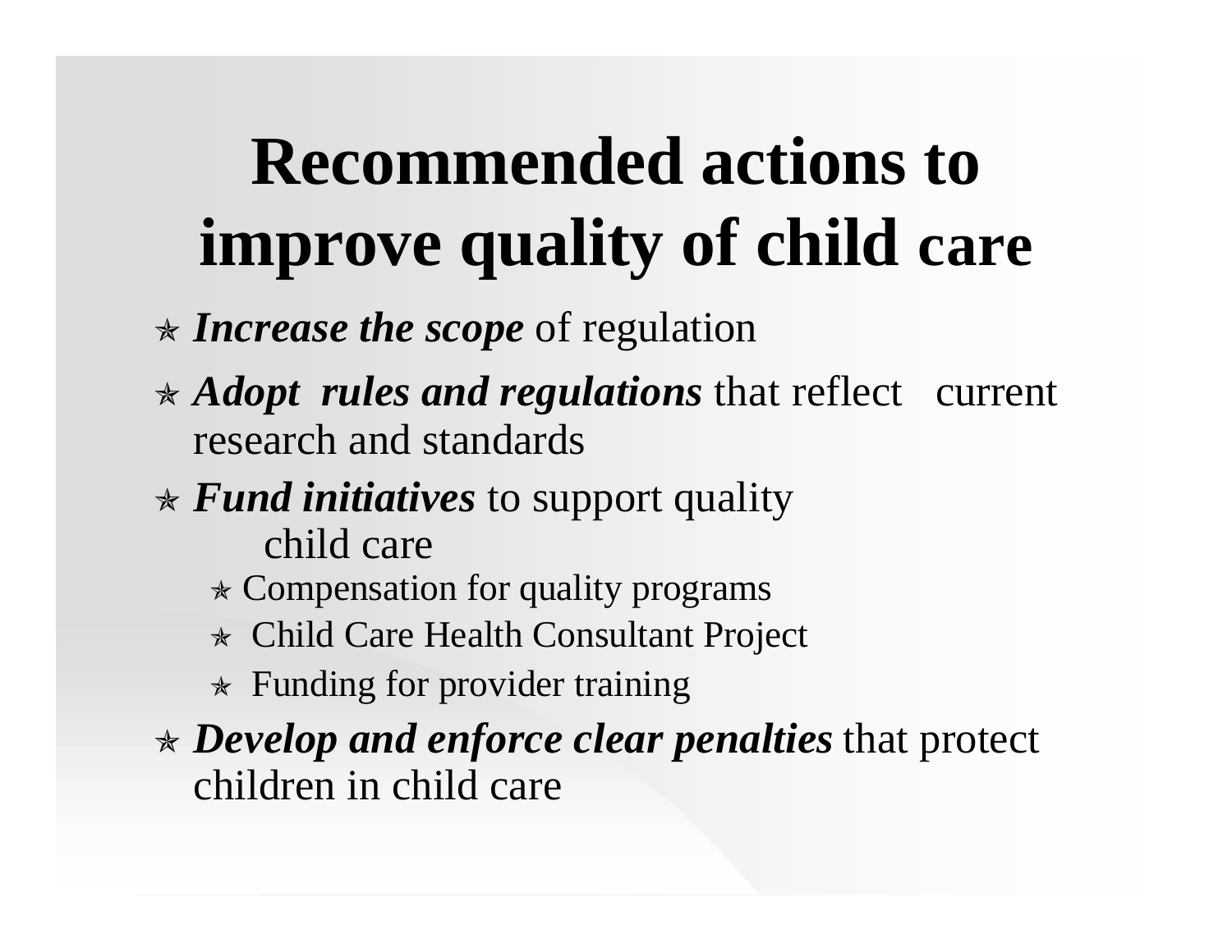# Recommended actions to improve quality of child care

- ***Increase the scope*** of regulation
- ***Adopt rules and regulations*** that reflect current research and standards
- ***Fund initiatives*** to support quality child care
  - Compensation for quality programs
  - Child Care Health Consultant Project
  - Funding for provider training
- ***Develop and enforce clear penalties*** that protect children in child care